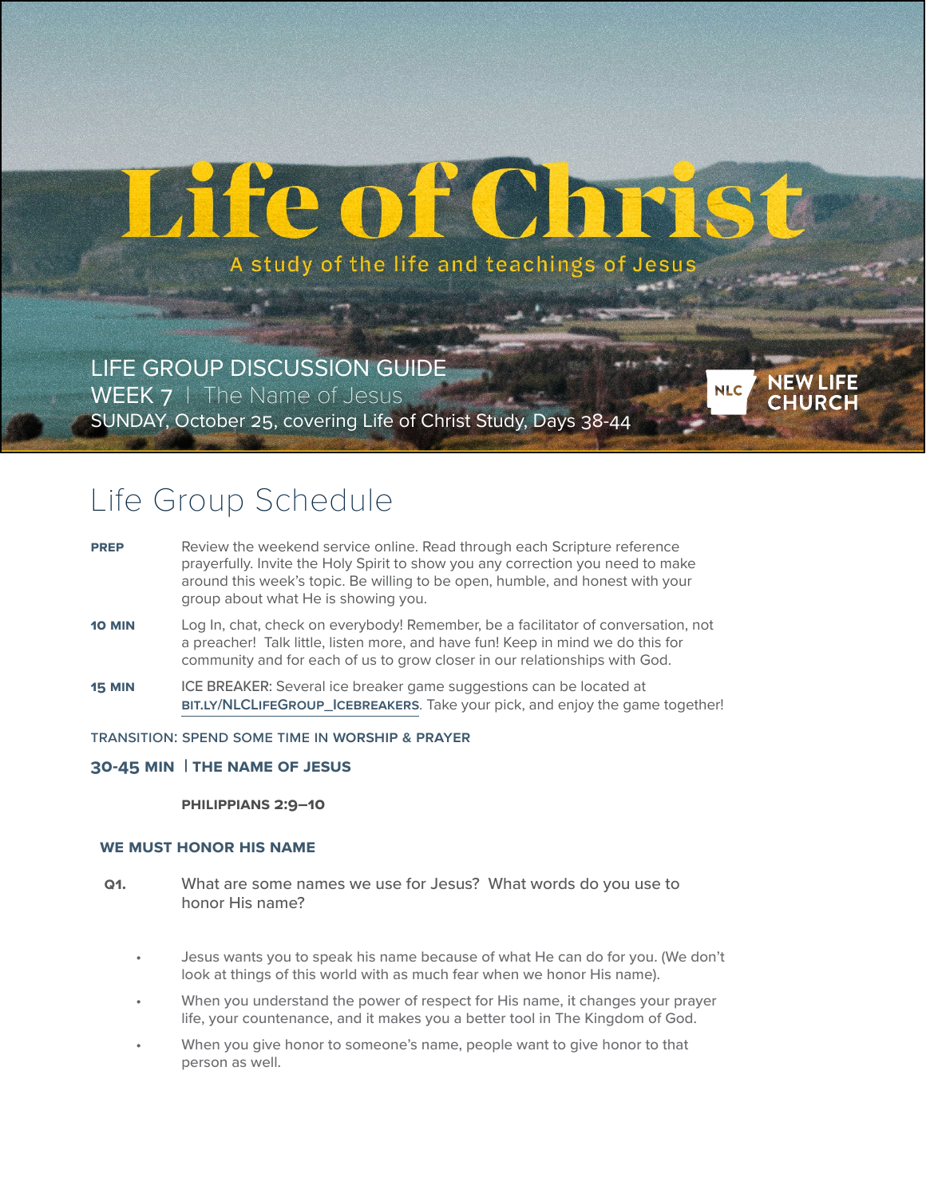# Life of Christ

A study of the life and teachings of Jesus

LIFE GROUP DISCUSSION GUIDE
WEEK 7 | The Name of Jesus
SUNDAY, October 25, covering Life of Christ Study, Days 38-44

NLC NEW LIFE CHURCH

## Life Group Schedule

**PREP** Review the weekend service online. Read through each Scripture reference prayerfully. Invite the Holy Spirit to show you any correction you need to make around this week's topic. Be willing to be open, humble, and honest with your group about what He is showing you.

**10 MIN** Log In, chat, check on everybody! Remember, be a facilitator of conversation, not a preacher! Talk little, listen more, and have fun! Keep in mind we do this for community and for each of us to grow closer in our relationships with God.

**15 MIN** ICE BREAKER: Several ice breaker game suggestions can be located at BIT.LY/NLCLIFEGROUP_ICEBREAKERS. Take your pick, and enjoy the game together!

TRANSITION: SPEND SOME TIME IN WORSHIP & PRAYER

**30-45 MIN | THE NAME OF JESUS**

**PHILIPPIANS 2:9–10**

### WE MUST HONOR HIS NAME

**Q1.** What are some names we use for Jesus? What words do you use to honor His name?

- Jesus wants you to speak his name because of what He can do for you. (We don't look at things of this world with as much fear when we honor His name).
- When you understand the power of respect for His name, it changes your prayer life, your countenance, and it makes you a better tool in The Kingdom of God.
- When you give honor to someone's name, people want to give honor to that person as well.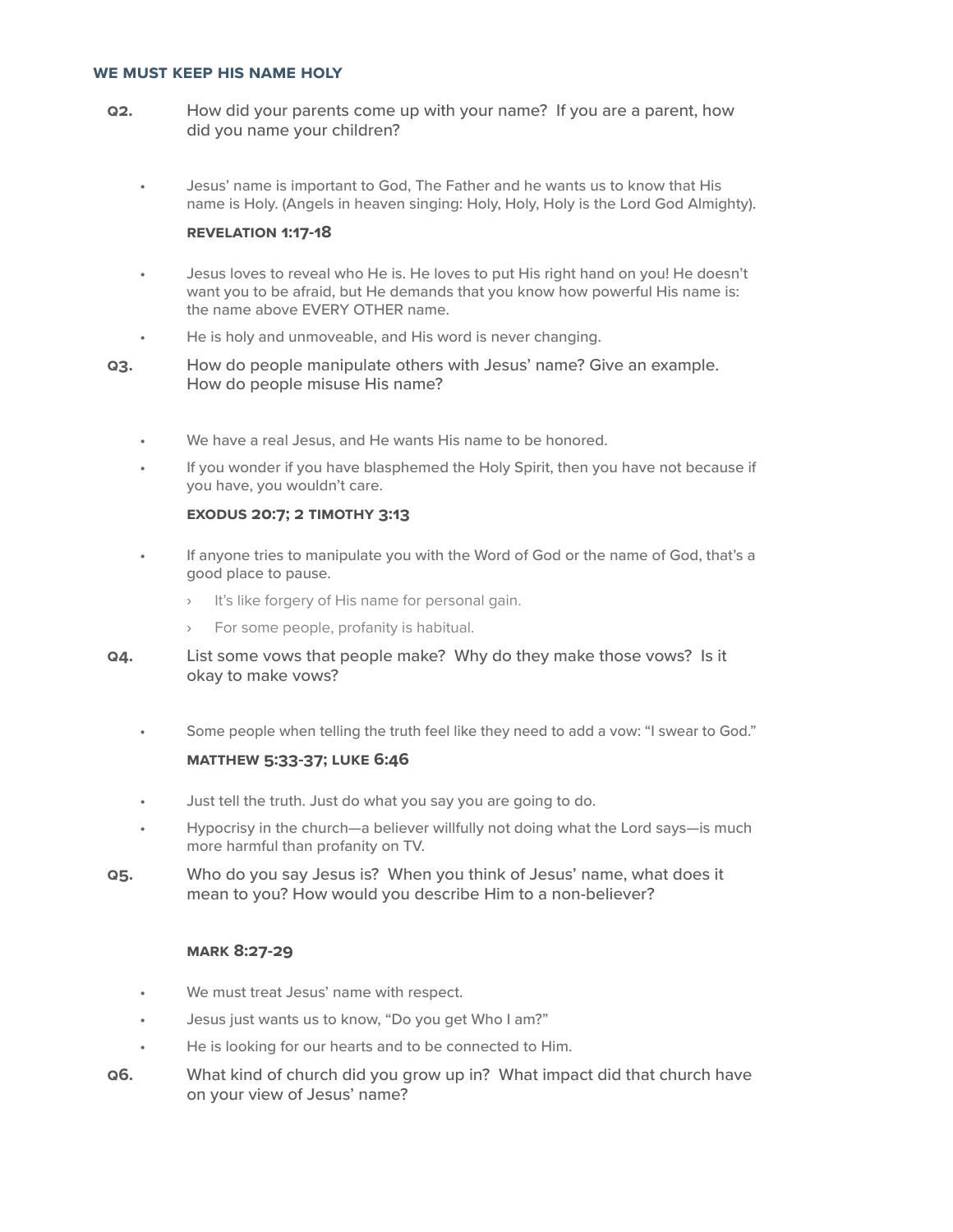## WE MUST KEEP HIS NAME HOLY

**Q2.** How did your parents come up with your name? If you are a parent, how did you name your children?

- Jesus' name is important to God, The Father and he wants us to know that His name is Holy. (Angels in heaven singing: Holy, Holy, Holy is the Lord God Almighty).

**REVELATION 1:17-18**

- Jesus loves to reveal who He is. He loves to put His right hand on you! He doesn't want you to be afraid, but He demands that you know how powerful His name is: the name above EVERY OTHER name.
- He is holy and unmoveable, and His word is never changing.

**Q3.** How do people manipulate others with Jesus' name? Give an example. How do people misuse His name?

- We have a real Jesus, and He wants His name to be honored.
- If you wonder if you have blasphemed the Holy Spirit, then you have not because if you have, you wouldn't care.

**EXODUS 20:7; 2 TIMOTHY 3:13**

- If anyone tries to manipulate you with the Word of God or the name of God, that's a good place to pause.
  - It's like forgery of His name for personal gain.
  - For some people, profanity is habitual.

**Q4.** List some vows that people make? Why do they make those vows? Is it okay to make vows?

- Some people when telling the truth feel like they need to add a vow: "I swear to God."

**MATTHEW 5:33-37; LUKE 6:46**

- Just tell the truth. Just do what you say you are going to do.
- Hypocrisy in the church—a believer willfully not doing what the Lord says—is much more harmful than profanity on TV.

**Q5.** Who do you say Jesus is? When you think of Jesus' name, what does it mean to you? How would you describe Him to a non-believer?

**MARK 8:27-29**

- We must treat Jesus' name with respect.
- Jesus just wants us to know, "Do you get Who I am?"
- He is looking for our hearts and to be connected to Him.

**Q6.** What kind of church did you grow up in? What impact did that church have on your view of Jesus' name?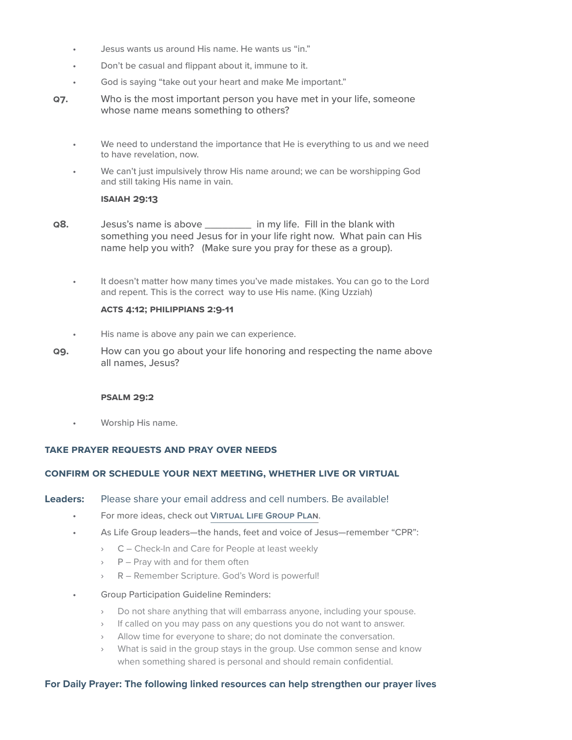- Jesus wants us around His name. He wants us "in."
- Don't be casual and flippant about it, immune to it.
- God is saying "take out your heart and make Me important."

**Q7.** Who is the most important person you have met in your life, someone whose name means something to others?

- We need to understand the importance that He is everything to us and we need to have revelation, now.
- We can't just impulsively throw His name around; we can be worshipping God and still taking His name in vain.

**ISAIAH 29:13**

**Q8.** Jesus's name is above _________ in my life. Fill in the blank with something you need Jesus for in your life right now. What pain can His name help you with? (Make sure you pray for these as a group).

- It doesn't matter how many times you've made mistakes. You can go to the Lord and repent. This is the correct way to use His name. (King Uzziah)

**ACTS 4:12; PHILIPPIANS 2:9-11**

- His name is above any pain we can experience.

**Q9.** How can you go about your life honoring and respecting the name above all names, Jesus?

**PSALM 29:2**

- Worship His name.

**TAKE PRAYER REQUESTS AND PRAY OVER NEEDS**

**CONFIRM OR SCHEDULE YOUR NEXT MEETING, WHETHER LIVE OR VIRTUAL**

**Leaders:** Please share your email address and cell numbers. Be available!

- For more ideas, check out **Virtual Life Group Plan**.
- As Life Group leaders—the hands, feet and voice of Jesus—remember "CPR":
  - C – Check-In and Care for People at least weekly
  - P – Pray with and for them often
  - R – Remember Scripture. God's Word is powerful!
- Group Participation Guideline Reminders:
  - Do not share anything that will embarrass anyone, including your spouse.
  - If called on you may pass on any questions you do not want to answer.
  - Allow time for everyone to share; do not dominate the conversation.
  - What is said in the group stays in the group. Use common sense and know when something shared is personal and should remain confidential.

**For Daily Prayer: The following linked resources can help strengthen our prayer lives**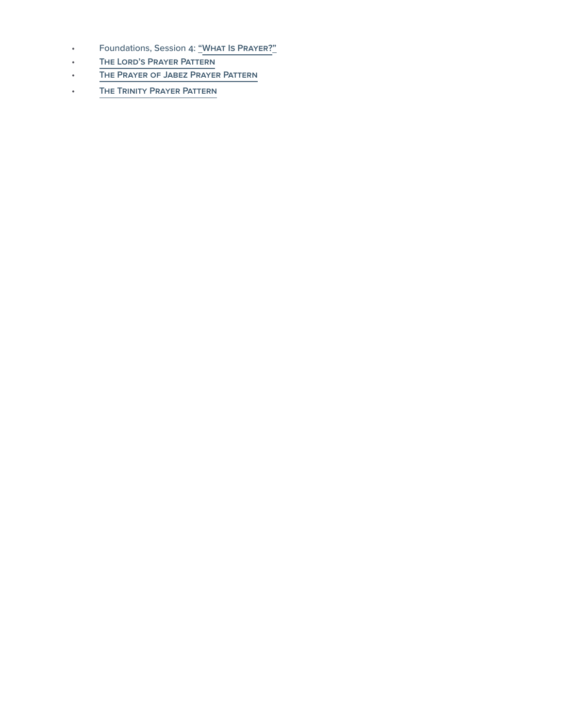- Foundations, Session 4: "What Is Prayer?"
- The Lord's Prayer Pattern
- The Prayer of Jabez Prayer Pattern
- The Trinity Prayer Pattern